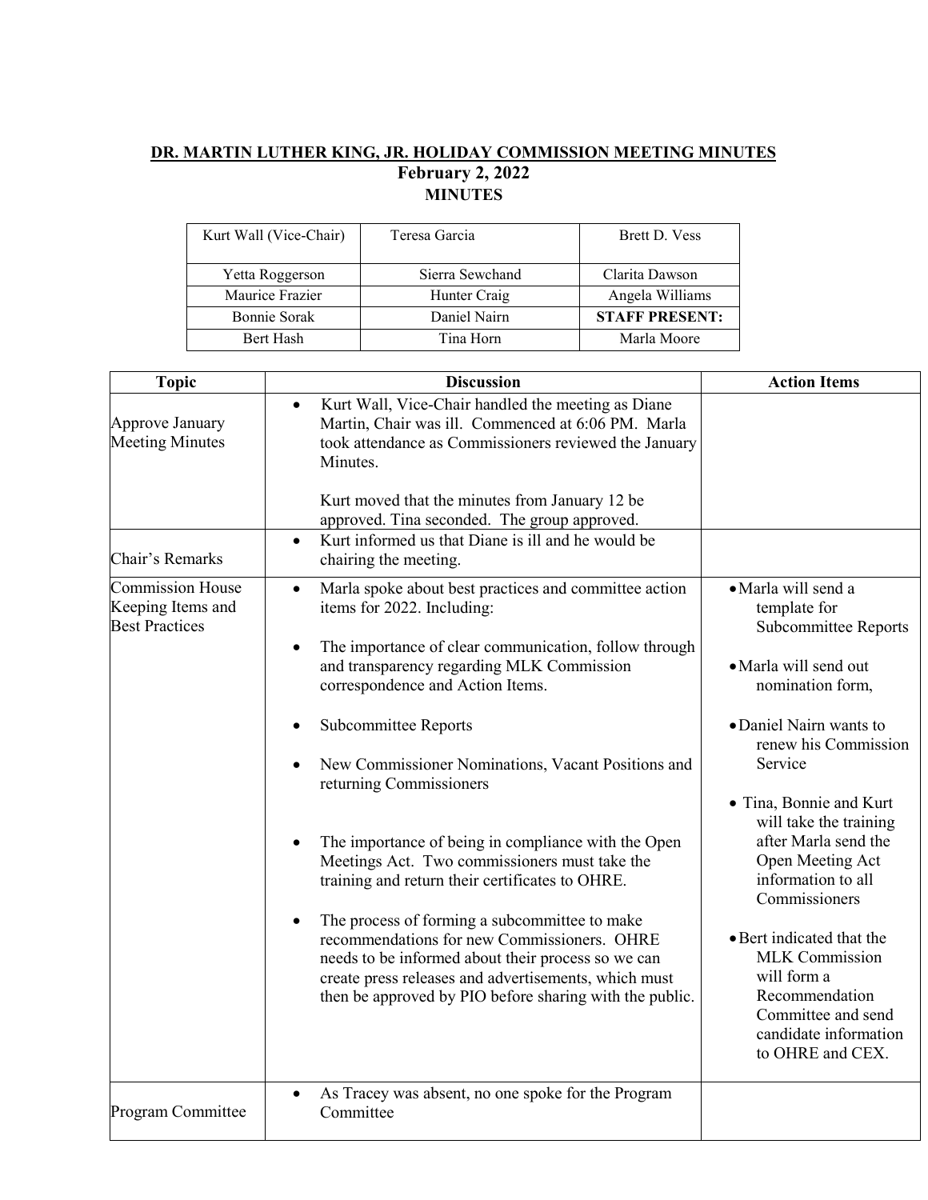**DR. MARTIN LUTHER KING, JR. HOLIDAY COMMISSION MEETING MINUTES**

**February 2, 2022**

**MINUTES**

| Kurt Wall (Vice-Chair) | Teresa Garcia | Brett D. Vess |
|---|---|---|
| Yetta Roggerson | Sierra Sewchand | Clarita Dawson |
| Maurice Frazier | Hunter Craig | Angela Williams |
| Bonnie Sorak | Daniel Nairn | **STAFF PRESENT:** |
| Bert Hash | Tina Horn | Marla Moore |

| Topic | Discussion | Action Items |
|---|---|---|
| Approve January Meeting Minutes | • Kurt Wall, Vice-Chair handled the meeting as Diane Martin, Chair was ill. Commenced at 6:06 PM. Marla took attendance as Commissioners reviewed the January Minutes.<br><br>Kurt moved that the minutes from January 12 be approved. Tina seconded. The group approved. | |
| Chair's Remarks | • Kurt informed us that Diane is ill and he would be chairing the meeting. | |
| Commission House Keeping Items and Best Practices | • Marla spoke about best practices and committee action items for 2022. Including:<br><br>• The importance of clear communication, follow through and transparency regarding MLK Commission correspondence and Action Items.<br><br>• Subcommittee Reports<br><br>• New Commissioner Nominations, Vacant Positions and returning Commissioners<br><br>• The importance of being in compliance with the Open Meetings Act. Two commissioners must take the training and return their certificates to OHRE.<br><br>• The process of forming a subcommittee to make recommendations for new Commissioners. OHRE needs to be informed about their process so we can create press releases and advertisements, which must then be approved by PIO before sharing with the public. | • Marla will send a template for Subcommittee Reports<br><br>• Marla will send out nomination form,<br><br>• Daniel Nairn wants to renew his Commission Service<br><br>• Tina, Bonnie and Kurt will take the training after Marla send the Open Meeting Act information to all Commissioners<br><br>• Bert indicated that the MLK Commission will form a Recommendation Committee and send candidate information to OHRE and CEX. |
| Program Committee | • As Tracey was absent, no one spoke for the Program Committee | |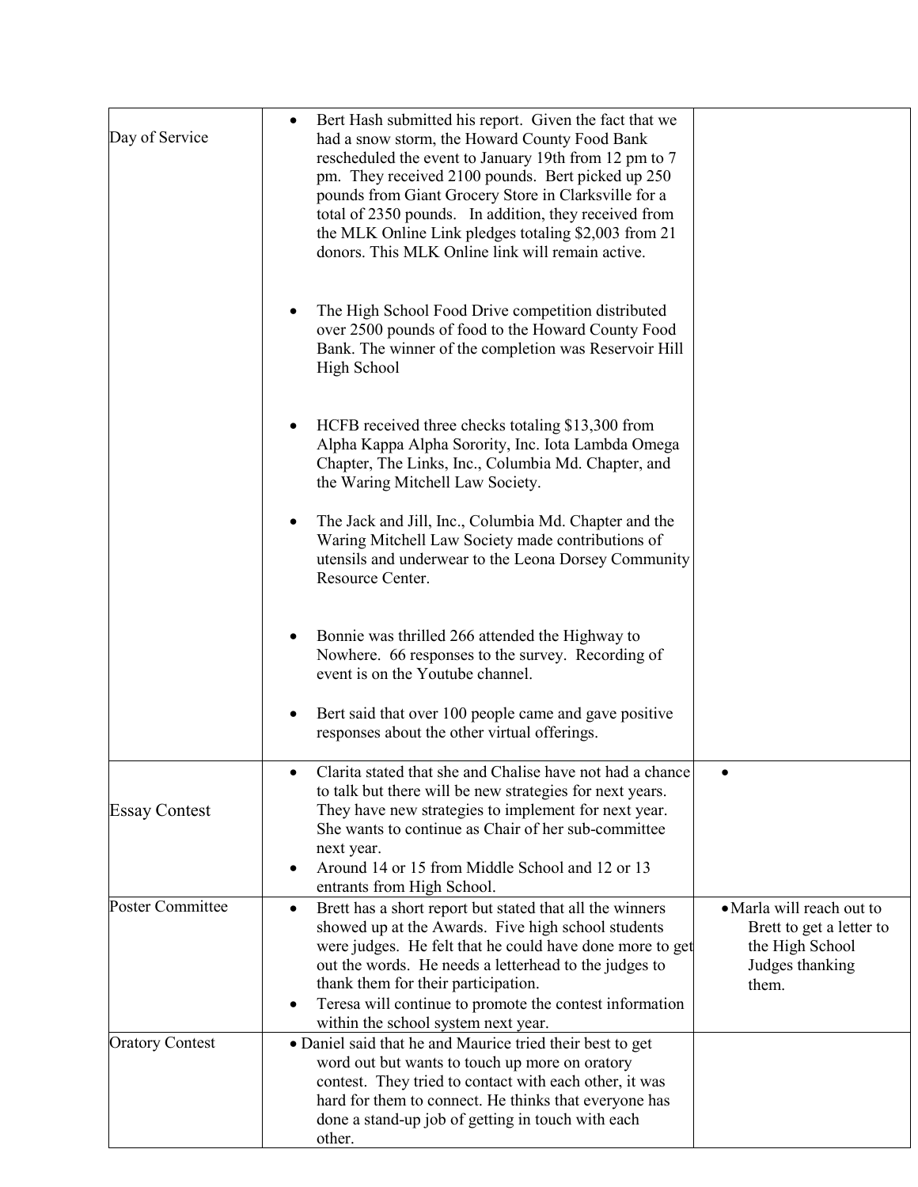| | | |
|---|---|---|
| Day of Service | • Bert Hash submitted his report. Given the fact that we had a snow storm, the Howard County Food Bank rescheduled the event to January 19th from 12 pm to 7 pm. They received 2100 pounds. Bert picked up 250 pounds from Giant Grocery Store in Clarksville for a total of 2350 pounds. In addition, they received from the MLK Online Link pledges totaling $2,003 from 21 donors. This MLK Online link will remain active.<br><br>• The High School Food Drive competition distributed over 2500 pounds of food to the Howard County Food Bank. The winner of the completion was Reservoir Hill High School<br><br>• HCFB received three checks totaling $13,300 from Alpha Kappa Alpha Sorority, Inc. Iota Lambda Omega Chapter, The Links, Inc., Columbia Md. Chapter, and the Waring Mitchell Law Society.<br><br>• The Jack and Jill, Inc., Columbia Md. Chapter and the Waring Mitchell Law Society made contributions of utensils and underwear to the Leona Dorsey Community Resource Center.<br><br>• Bonnie was thrilled 266 attended the Highway to Nowhere. 66 responses to the survey. Recording of event is on the Youtube channel.<br><br>• Bert said that over 100 people came and gave positive responses about the other virtual offerings. | |
| Essay Contest | • Clarita stated that she and Chalise have not had a chance to talk but there will be new strategies for next years. They have new strategies to implement for next year. She wants to continue as Chair of her sub-committee next year.<br>• Around 14 or 15 from Middle School and 12 or 13 entrants from High School. | • |
| Poster Committee | • Brett has a short report but stated that all the winners showed up at the Awards. Five high school students were judges. He felt that he could have done more to get out the words. He needs a letterhead to the judges to thank them for their participation.<br>• Teresa will continue to promote the contest information within the school system next year. | • Marla will reach out to Brett to get a letter to the High School Judges thanking them. |
| Oratory Contest | • Daniel said that he and Maurice tried their best to get word out but wants to touch up more on oratory contest. They tried to contact with each other, it was hard for them to connect. He thinks that everyone has done a stand-up job of getting in touch with each other. | |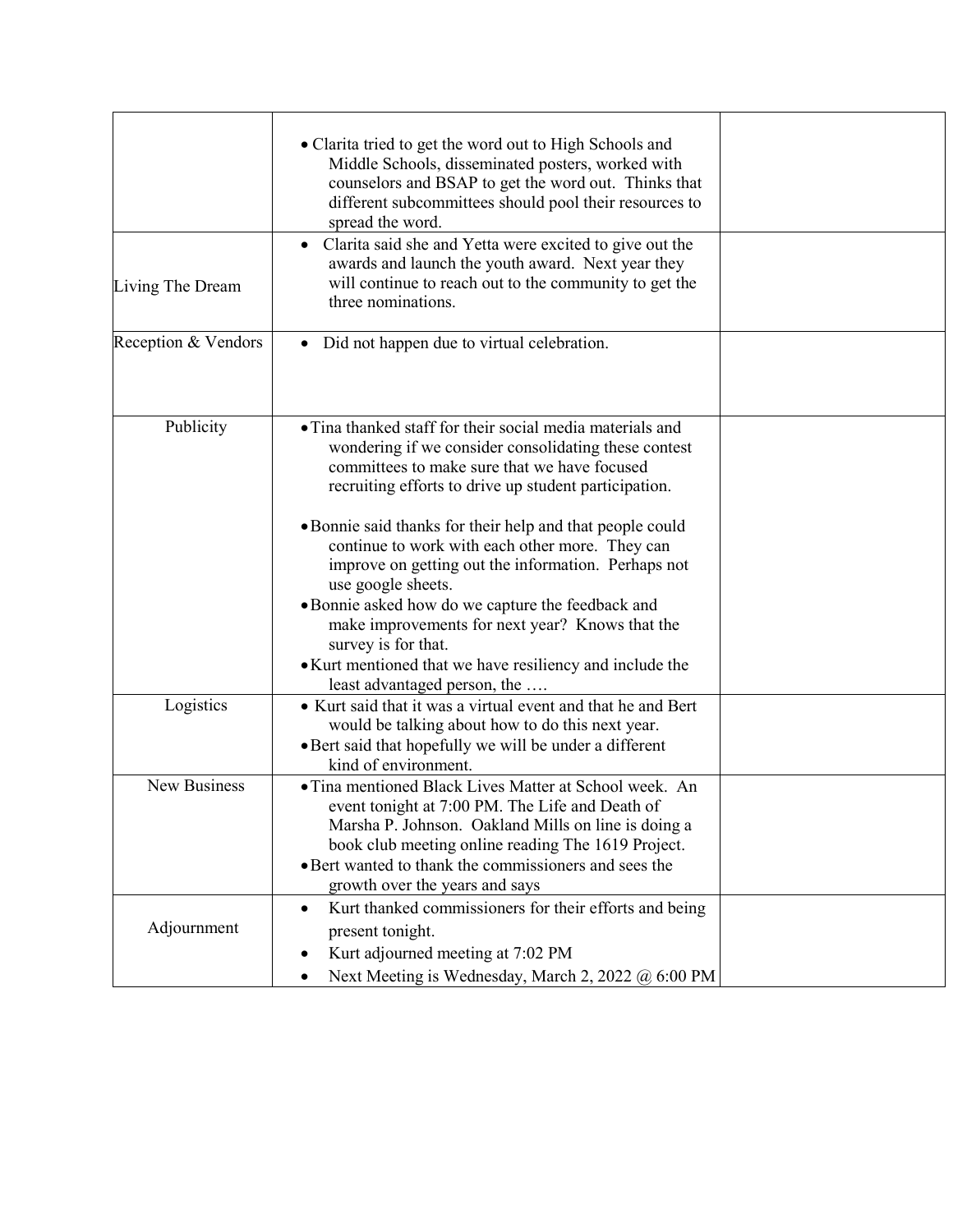| | | |
|---|---|---|
| | • Clarita tried to get the word out to High Schools and Middle Schools, disseminated posters, worked with counselors and BSAP to get the word out. Thinks that different subcommittees should pool their resources to spread the word. | |
| Living The Dream | • Clarita said she and Yetta were excited to give out the awards and launch the youth award. Next year they will continue to reach out to the community to get the three nominations. | |
| Reception & Vendors | • Did not happen due to virtual celebration. | |
| Publicity | • Tina thanked staff for their social media materials and wondering if we consider consolidating these contest committees to make sure that we have focused recruiting efforts to drive up student participation.<br><br>• Bonnie said thanks for their help and that people could continue to work with each other more. They can improve on getting out the information. Perhaps not use google sheets.<br>• Bonnie asked how do we capture the feedback and make improvements for next year? Knows that the survey is for that.<br>• Kurt mentioned that we have resiliency and include the least advantaged person, the …. | |
| Logistics | • Kurt said that it was a virtual event and that he and Bert would be talking about how to do this next year.<br>• Bert said that hopefully we will be under a different kind of environment. | |
| New Business | • Tina mentioned Black Lives Matter at School week. An event tonight at 7:00 PM. The Life and Death of Marsha P. Johnson. Oakland Mills on line is doing a book club meeting online reading The 1619 Project.<br>• Bert wanted to thank the commissioners and sees the growth over the years and says | |
| Adjournment | • Kurt thanked commissioners for their efforts and being present tonight.<br>• Kurt adjourned meeting at 7:02 PM<br>• Next Meeting is Wednesday, March 2, 2022 @ 6:00 PM | |